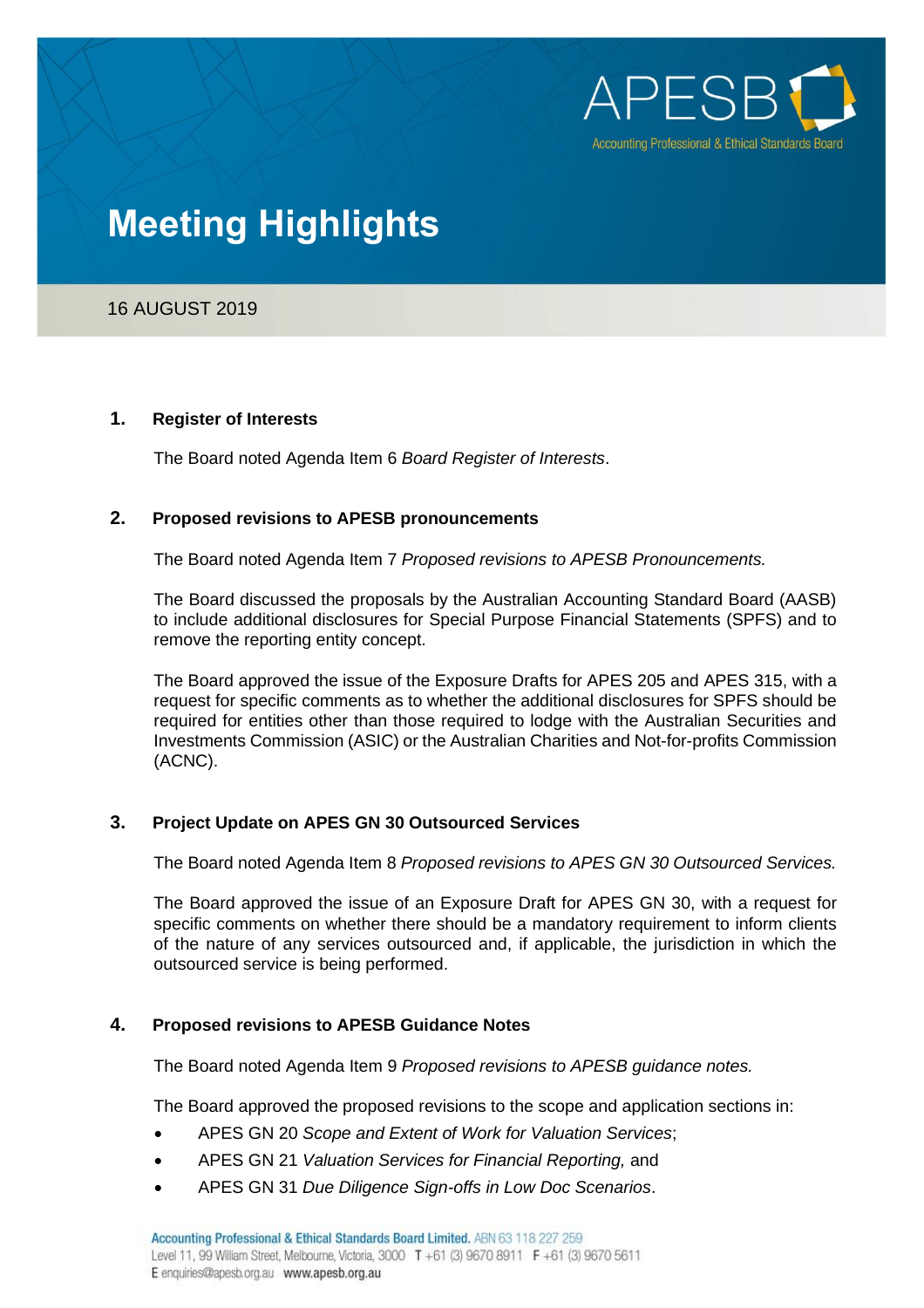APESB

Accounting Professional & Ethical Standards Board

# Meeting Highlights

16 AUGUST 2019

## 1. Register of Interests

The Board noted Agenda Item 6 *Board Register of Interests*.

## 2. Proposed revisions to APESB pronouncements

The Board noted Agenda Item 7 *Proposed revisions to APESB Pronouncements.*

The Board discussed the proposals by the Australian Accounting Standard Board (AASB) to include additional disclosures for Special Purpose Financial Statements (SPFS) and to remove the reporting entity concept.

The Board approved the issue of the Exposure Drafts for APES 205 and APES 315, with a request for specific comments as to whether the additional disclosures for SPFS should be required for entities other than those required to lodge with the Australian Securities and Investments Commission (ASIC) or the Australian Charities and Not-for-profits Commission (ACNC).

## 3. Project Update on APES GN 30 Outsourced Services

The Board noted Agenda Item 8 *Proposed revisions to APES GN 30 Outsourced Services.*

The Board approved the issue of an Exposure Draft for APES GN 30, with a request for specific comments on whether there should be a mandatory requirement to inform clients of the nature of any services outsourced and, if applicable, the jurisdiction in which the outsourced service is being performed.

## 4. Proposed revisions to APESB Guidance Notes

The Board noted Agenda Item 9 *Proposed revisions to APESB guidance notes.*

The Board approved the proposed revisions to the scope and application sections in:

- APES GN 20 *Scope and Extent of Work for Valuation Services*;
- APES GN 21 *Valuation Services for Financial Reporting,* and
- APES GN 31 *Due Diligence Sign-offs in Low Doc Scenarios*.

**Accounting Professional & Ethical Standards Board Limited.** ABN 63 118 227 259
Level 11, 99 William Street, Melbourne, Victoria, 3000 T +61 (3) 9670 8911 F +61 (3) 9670 5611
E enquiries@apesb.org.au **www.apesb.org.au**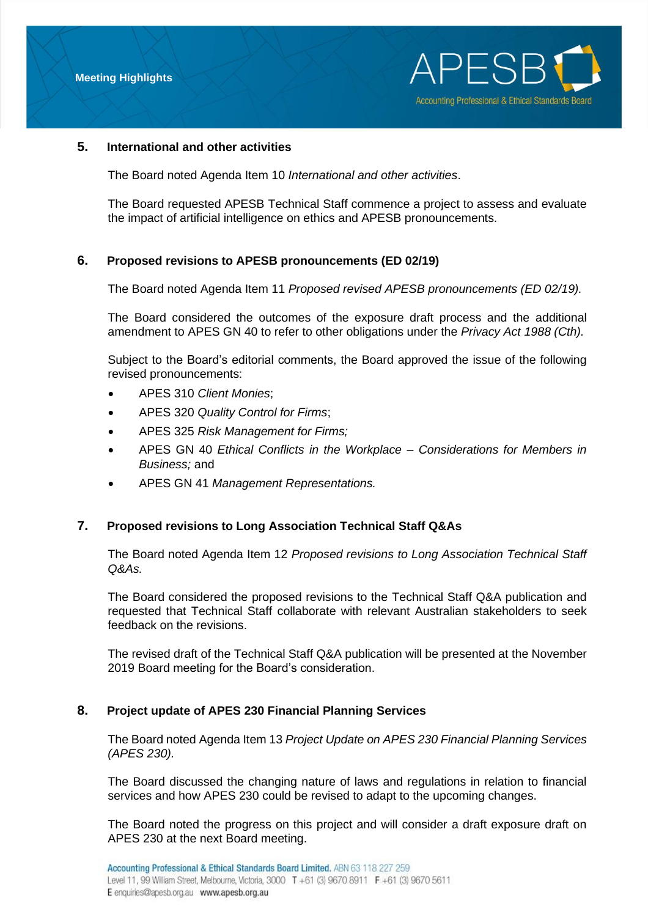### 5. International and other activities

The Board noted Agenda Item 10 *International and other activities*.

The Board requested APESB Technical Staff commence a project to assess and evaluate the impact of artificial intelligence on ethics and APESB pronouncements.

### 6. Proposed revisions to APESB pronouncements (ED 02/19)

The Board noted Agenda Item 11 *Proposed revised APESB pronouncements (ED 02/19).*

The Board considered the outcomes of the exposure draft process and the additional amendment to APES GN 40 to refer to other obligations under the *Privacy Act 1988 (Cth).*

Subject to the Board's editorial comments, the Board approved the issue of the following revised pronouncements:

- APES 310 *Client Monies*;
- APES 320 *Quality Control for Firms*;
- APES 325 *Risk Management for Firms;*
- APES GN 40 *Ethical Conflicts in the Workplace – Considerations for Members in Business;* and
- APES GN 41 *Management Representations.*

### 7. Proposed revisions to Long Association Technical Staff Q&As

The Board noted Agenda Item 12 *Proposed revisions to Long Association Technical Staff Q&As.*

The Board considered the proposed revisions to the Technical Staff Q&A publication and requested that Technical Staff collaborate with relevant Australian stakeholders to seek feedback on the revisions.

The revised draft of the Technical Staff Q&A publication will be presented at the November 2019 Board meeting for the Board's consideration.

### 8. Project update of APES 230 Financial Planning Services

The Board noted Agenda Item 13 *Project Update on APES 230 Financial Planning Services (APES 230).*

The Board discussed the changing nature of laws and regulations in relation to financial services and how APES 230 could be revised to adapt to the upcoming changes.

The Board noted the progress on this project and will consider a draft exposure draft on APES 230 at the next Board meeting.